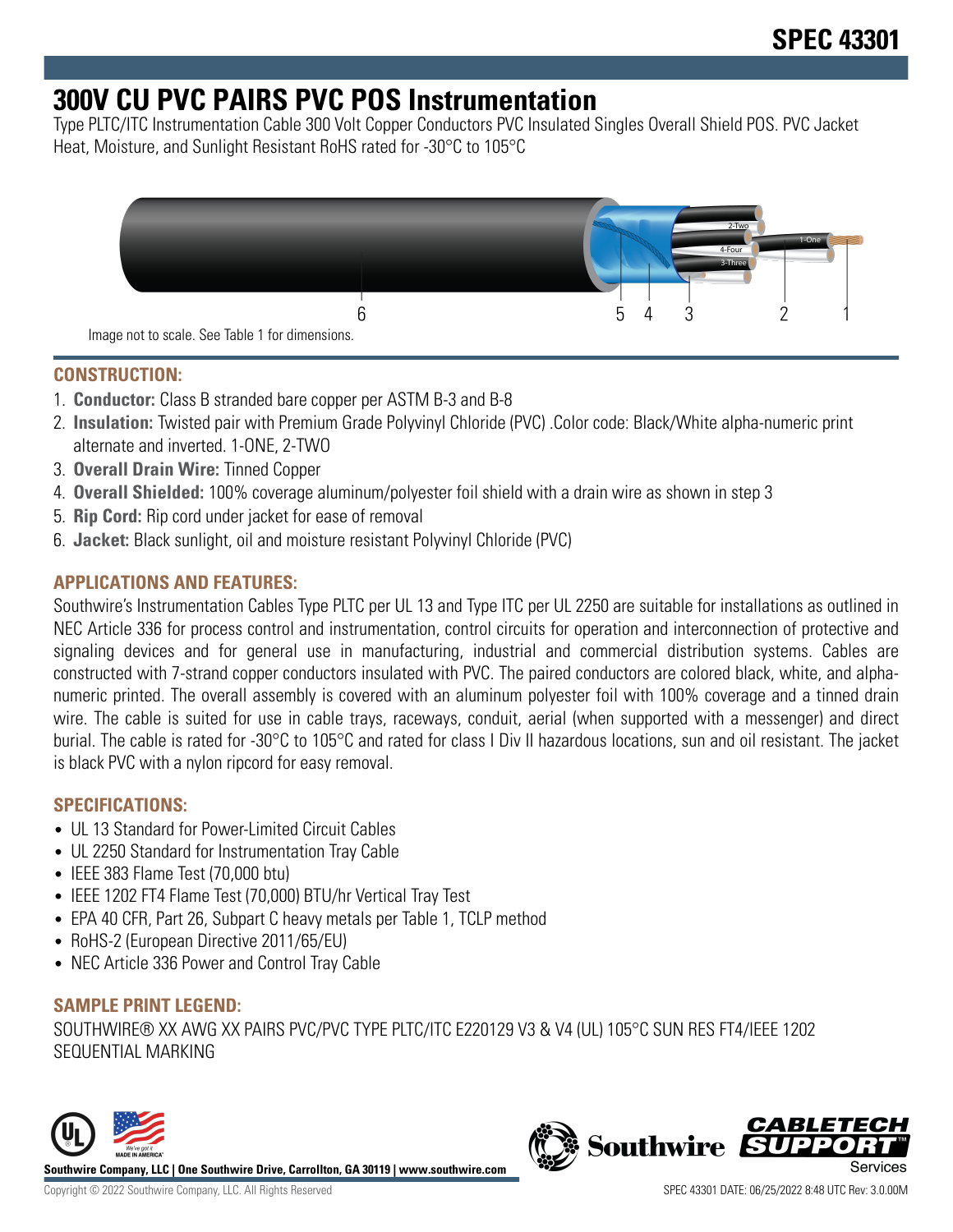# SPEC 43301

# 300V CU PVC PAIRS PVC POS Instrumentation

Type PLTC/ITC Instrumentation Cable 300 Volt Copper Conductors PVC Insulated Singles Overall Shield POS. PVC Jacket Heat, Moisture, and Sunlight Resistant RoHS rated for -30°C to 105°C

Image not to scale. See Table 1 for dimensions.

## CONSTRUCTION:

1. **Conductor:** Class B stranded bare copper per ASTM B-3 and B-8
2. **Insulation:** Twisted pair with Premium Grade Polyvinyl Chloride (PVC) .Color code: Black/White alpha-numeric print alternate and inverted. 1-ONE, 2-TWO
3. **Overall Drain Wire:** Tinned Copper
4. **Overall Shielded:** 100% coverage aluminum/polyester foil shield with a drain wire as shown in step 3
5. **Rip Cord:** Rip cord under jacket for ease of removal
6. **Jacket:** Black sunlight, oil and moisture resistant Polyvinyl Chloride (PVC)

## APPLICATIONS AND FEATURES:

Southwire's Instrumentation Cables Type PLTC per UL 13 and Type ITC per UL 2250 are suitable for installations as outlined in NEC Article 336 for process control and instrumentation, control circuits for operation and interconnection of protective and signaling devices and for general use in manufacturing, industrial and commercial distribution systems. Cables are constructed with 7-strand copper conductors insulated with PVC. The paired conductors are colored black, white, and alpha-numeric printed. The overall assembly is covered with an aluminum polyester foil with 100% coverage and a tinned drain wire. The cable is suited for use in cable trays, raceways, conduit, aerial (when supported with a messenger) and direct burial. The cable is rated for -30°C to 105°C and rated for class I Div II hazardous locations, sun and oil resistant. The jacket is black PVC with a nylon ripcord for easy removal.

## SPECIFICATIONS:

- UL 13 Standard for Power-Limited Circuit Cables
- UL 2250 Standard for Instrumentation Tray Cable
- IEEE 383 Flame Test (70,000 btu)
- IEEE 1202 FT4 Flame Test (70,000) BTU/hr Vertical Tray Test
- EPA 40 CFR, Part 26, Subpart C heavy metals per Table 1, TCLP method
- RoHS-2 (European Directive 2011/65/EU)
- NEC Article 336 Power and Control Tray Cable

## SAMPLE PRINT LEGEND:

SOUTHWIRE® XX AWG XX PAIRS PVC/PVC TYPE PLTC/ITC E220129 V3 & V4 (UL) 105°C SUN RES FT4/IEEE 1202 SEQUENTIAL MARKING

**Southwire Company, LLC | One Southwire Drive, Carrollton, GA 30119 | www.southwire.com**

Copyright © 2022 Southwire Company, LLC. All Rights Reserved

SPEC 43301 DATE: 06/25/2022 8:48 UTC Rev: 3.0.00M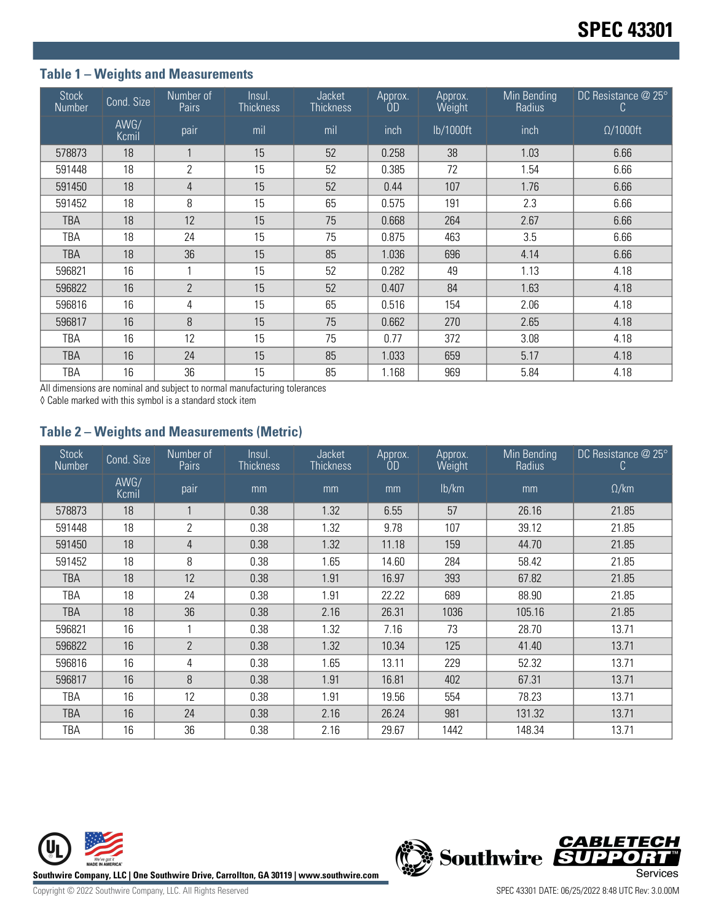## Table 1 – Weights and Measurements

| Stock Number | Cond. Size | Number of Pairs | Insul. Thickness | Jacket Thickness | Approx. OD | Approx. Weight | Min Bending Radius | DC Resistance @ 25° C |
|---|---|---|---|---|---|---|---|---|
| | AWG/ Kcmil | pair | mil | mil | inch | lb/1000ft | inch | Ω/1000ft |
| 578873 | 18 | 1 | 15 | 52 | 0.258 | 38 | 1.03 | 6.66 |
| 591448 | 18 | 2 | 15 | 52 | 0.385 | 72 | 1.54 | 6.66 |
| 591450 | 18 | 4 | 15 | 52 | 0.44 | 107 | 1.76 | 6.66 |
| 591452 | 18 | 8 | 15 | 65 | 0.575 | 191 | 2.3 | 6.66 |
| TBA | 18 | 12 | 15 | 75 | 0.668 | 264 | 2.67 | 6.66 |
| TBA | 18 | 24 | 15 | 75 | 0.875 | 463 | 3.5 | 6.66 |
| TBA | 18 | 36 | 15 | 85 | 1.036 | 696 | 4.14 | 6.66 |
| 596821 | 16 | 1 | 15 | 52 | 0.282 | 49 | 1.13 | 4.18 |
| 596822 | 16 | 2 | 15 | 52 | 0.407 | 84 | 1.63 | 4.18 |
| 596816 | 16 | 4 | 15 | 65 | 0.516 | 154 | 2.06 | 4.18 |
| 596817 | 16 | 8 | 15 | 75 | 0.662 | 270 | 2.65 | 4.18 |
| TBA | 16 | 12 | 15 | 75 | 0.77 | 372 | 3.08 | 4.18 |
| TBA | 16 | 24 | 15 | 85 | 1.033 | 659 | 5.17 | 4.18 |
| TBA | 16 | 36 | 15 | 85 | 1.168 | 969 | 5.84 | 4.18 |

All dimensions are nominal and subject to normal manufacturing tolerances

◊ Cable marked with this symbol is a standard stock item

## Table 2 – Weights and Measurements (Metric)

| Stock Number | Cond. Size | Number of Pairs | Insul. Thickness | Jacket Thickness | Approx. OD | Approx. Weight | Min Bending Radius | DC Resistance @ 25° C |
|---|---|---|---|---|---|---|---|---|
| | AWG/ Kcmil | pair | mm | mm | mm | lb/km | mm | Ω/km |
| 578873 | 18 | 1 | 0.38 | 1.32 | 6.55 | 57 | 26.16 | 21.85 |
| 591448 | 18 | 2 | 0.38 | 1.32 | 9.78 | 107 | 39.12 | 21.85 |
| 591450 | 18 | 4 | 0.38 | 1.32 | 11.18 | 159 | 44.70 | 21.85 |
| 591452 | 18 | 8 | 0.38 | 1.65 | 14.60 | 284 | 58.42 | 21.85 |
| TBA | 18 | 12 | 0.38 | 1.91 | 16.97 | 393 | 67.82 | 21.85 |
| TBA | 18 | 24 | 0.38 | 1.91 | 22.22 | 689 | 88.90 | 21.85 |
| TBA | 18 | 36 | 0.38 | 2.16 | 26.31 | 1036 | 105.16 | 21.85 |
| 596821 | 16 | 1 | 0.38 | 1.32 | 7.16 | 73 | 28.70 | 13.71 |
| 596822 | 16 | 2 | 0.38 | 1.32 | 10.34 | 125 | 41.40 | 13.71 |
| 596816 | 16 | 4 | 0.38 | 1.65 | 13.11 | 229 | 52.32 | 13.71 |
| 596817 | 16 | 8 | 0.38 | 1.91 | 16.81 | 402 | 67.31 | 13.71 |
| TBA | 16 | 12 | 0.38 | 1.91 | 19.56 | 554 | 78.23 | 13.71 |
| TBA | 16 | 24 | 0.38 | 2.16 | 26.24 | 981 | 131.32 | 13.71 |
| TBA | 16 | 36 | 0.38 | 2.16 | 29.67 | 1442 | 148.34 | 13.71 |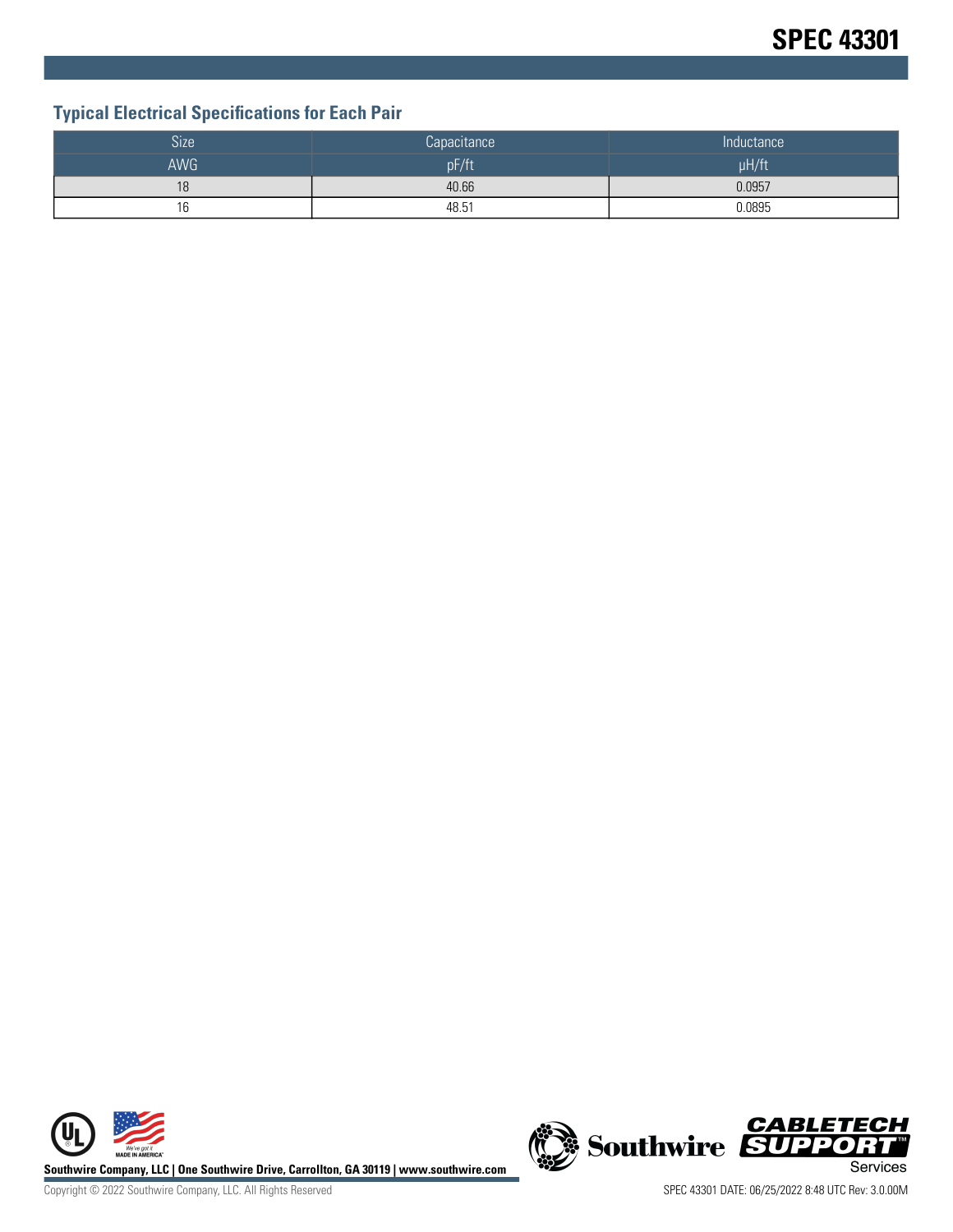## Typical Electrical Specifications for Each Pair

| Size | Capacitance | Inductance |
|---|---|---|
| AWG | pF/ft | μH/ft |
| 18 | 40.66 | 0.0957 |
| 16 | 48.51 | 0.0895 |